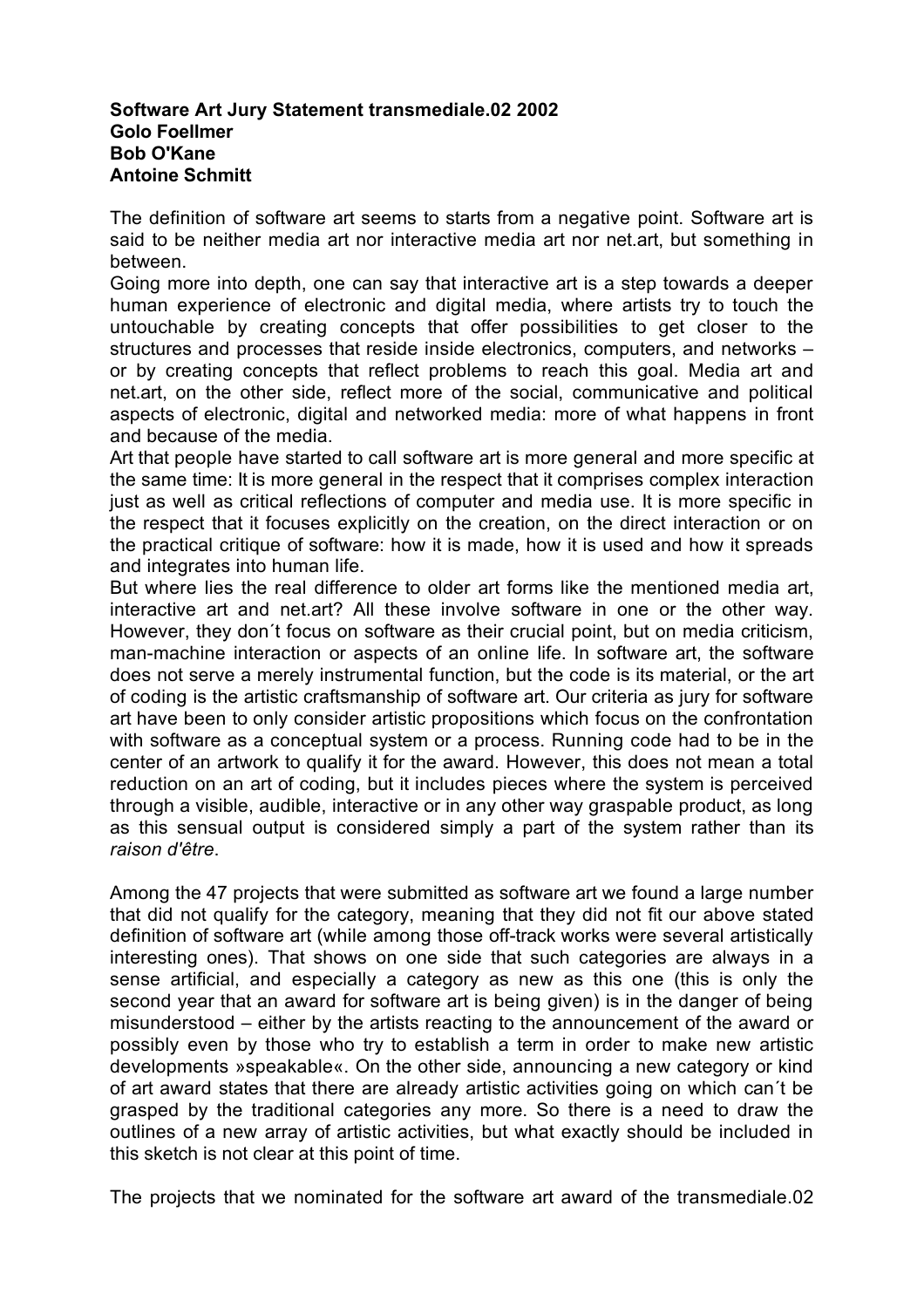**Software Art Jury Statement transmediale.02 2002**
**Golo Foellmer**
**Bob O'Kane**
**Antoine Schmitt**

The definition of software art seems to starts from a negative point. Software art is said to be neither media art nor interactive media art nor net.art, but something in between.
Going more into depth, one can say that interactive art is a step towards a deeper human experience of electronic and digital media, where artists try to touch the untouchable by creating concepts that offer possibilities to get closer to the structures and processes that reside inside electronics, computers, and networks – or by creating concepts that reflect problems to reach this goal. Media art and net.art, on the other side, reflect more of the social, communicative and political aspects of electronic, digital and networked media: more of what happens in front and because of the media.
Art that people have started to call software art is more general and more specific at the same time: It is more general in the respect that it comprises complex interaction just as well as critical reflections of computer and media use. It is more specific in the respect that it focuses explicitly on the creation, on the direct interaction or on the practical critique of software: how it is made, how it is used and how it spreads and integrates into human life.
But where lies the real difference to older art forms like the mentioned media art, interactive art and net.art? All these involve software in one or the other way. However, they don´t focus on software as their crucial point, but on media criticism, man-machine interaction or aspects of an online life. In software art, the software does not serve a merely instrumental function, but the code is its material, or the art of coding is the artistic craftsmanship of software art. Our criteria as jury for software art have been to only consider artistic propositions which focus on the confrontation with software as a conceptual system or a process. Running code had to be in the center of an artwork to qualify it for the award. However, this does not mean a total reduction on an art of coding, but it includes pieces where the system is perceived through a visible, audible, interactive or in any other way graspable product, as long as this sensual output is considered simply a part of the system rather than its *raison d'être*.

Among the 47 projects that were submitted as software art we found a large number that did not qualify for the category, meaning that they did not fit our above stated definition of software art (while among those off-track works were several artistically interesting ones). That shows on one side that such categories are always in a sense artificial, and especially a category as new as this one (this is only the second year that an award for software art is being given) is in the danger of being misunderstood – either by the artists reacting to the announcement of the award or possibly even by those who try to establish a term in order to make new artistic developments »speakable«. On the other side, announcing a new category or kind of art award states that there are already artistic activities going on which can´t be grasped by the traditional categories any more. So there is a need to draw the outlines of a new array of artistic activities, but what exactly should be included in this sketch is not clear at this point of time.

The projects that we nominated for the software art award of the transmediale.02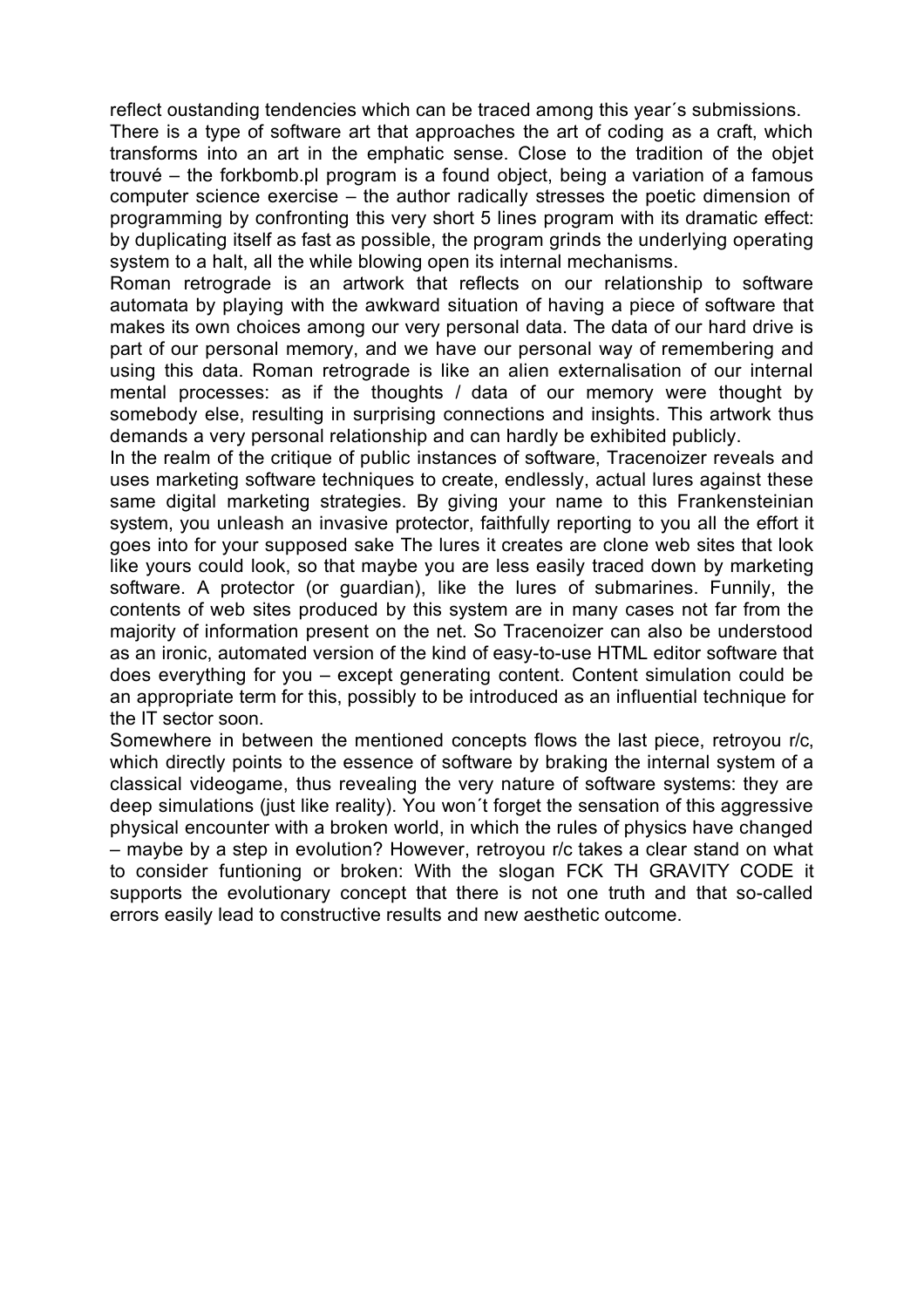reflect oustanding tendencies which can be traced among this year´s submissions.

There is a type of software art that approaches the art of coding as a craft, which transforms into an art in the emphatic sense. Close to the tradition of the objet trouvé – the forkbomb.pl program is a found object, being a variation of a famous computer science exercise – the author radically stresses the poetic dimension of programming by confronting this very short 5 lines program with its dramatic effect: by duplicating itself as fast as possible, the program grinds the underlying operating system to a halt, all the while blowing open its internal mechanisms.

Roman retrograde is an artwork that reflects on our relationship to software automata by playing with the awkward situation of having a piece of software that makes its own choices among our very personal data. The data of our hard drive is part of our personal memory, and we have our personal way of remembering and using this data. Roman retrograde is like an alien externalisation of our internal mental processes: as if the thoughts / data of our memory were thought by somebody else, resulting in surprising connections and insights. This artwork thus demands a very personal relationship and can hardly be exhibited publicly.

In the realm of the critique of public instances of software, Tracenoizer reveals and uses marketing software techniques to create, endlessly, actual lures against these same digital marketing strategies. By giving your name to this Frankensteinian system, you unleash an invasive protector, faithfully reporting to you all the effort it goes into for your supposed sake The lures it creates are clone web sites that look like yours could look, so that maybe you are less easily traced down by marketing software. A protector (or guardian), like the lures of submarines. Funnily, the contents of web sites produced by this system are in many cases not far from the majority of information present on the net. So Tracenoizer can also be understood as an ironic, automated version of the kind of easy-to-use HTML editor software that does everything for you – except generating content. Content simulation could be an appropriate term for this, possibly to be introduced as an influential technique for the IT sector soon.

Somewhere in between the mentioned concepts flows the last piece, retroyou r/c, which directly points to the essence of software by braking the internal system of a classical videogame, thus revealing the very nature of software systems: they are deep simulations (just like reality). You won´t forget the sensation of this aggressive physical encounter with a broken world, in which the rules of physics have changed – maybe by a step in evolution? However, retroyou r/c takes a clear stand on what to consider funtioning or broken: With the slogan FCK TH GRAVITY CODE it supports the evolutionary concept that there is not one truth and that so-called errors easily lead to constructive results and new aesthetic outcome.